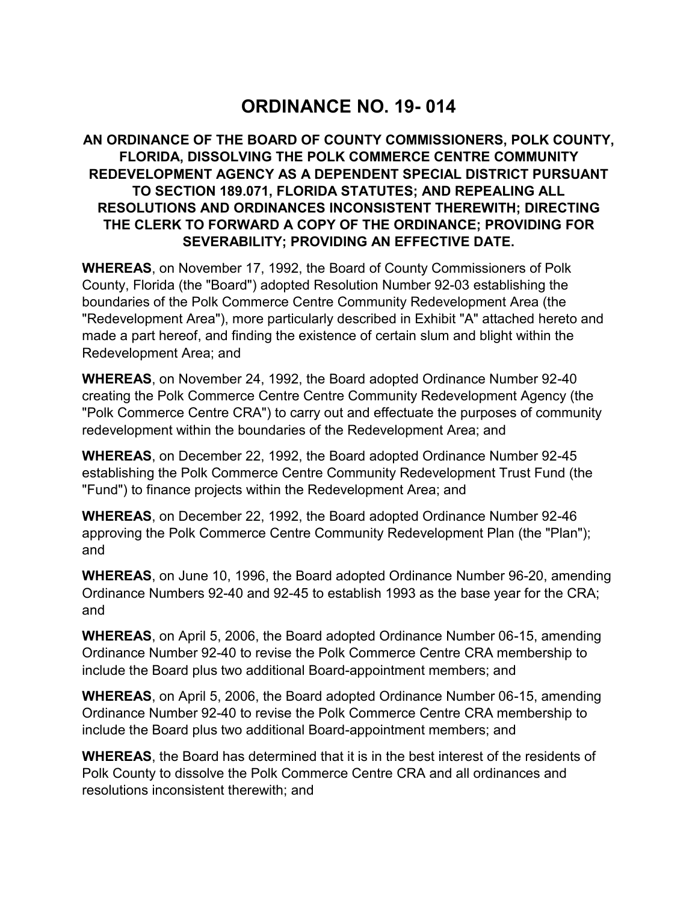# ORDINANCE NO. 19- 014

**AN ORDINANCE OF THE BOARD OF COUNTY COMMISSIONERS, POLK COUNTY, FLORIDA, DISSOLVING THE POLK COMMERCE CENTRE COMMUNITY REDEVELOPMENT AGENCY AS A DEPENDENT SPECIAL DISTRICT PURSUANT TO SECTION 189.071, FLORIDA STATUTES; AND REPEALING ALL RESOLUTIONS AND ORDINANCES INCONSISTENT THEREWITH; DIRECTING THE CLERK TO FORWARD A COPY OF THE ORDINANCE; PROVIDING FOR SEVERABILITY; PROVIDING AN EFFECTIVE DATE.**

**WHEREAS**, on November 17, 1992, the Board of County Commissioners of Polk County, Florida (the "Board") adopted Resolution Number 92-03 establishing the boundaries of the Polk Commerce Centre Community Redevelopment Area (the "Redevelopment Area"), more particularly described in Exhibit "A" attached hereto and made a part hereof, and finding the existence of certain slum and blight within the Redevelopment Area; and

**WHEREAS**, on November 24, 1992, the Board adopted Ordinance Number 92-40 creating the Polk Commerce Centre Centre Community Redevelopment Agency (the "Polk Commerce Centre CRA") to carry out and effectuate the purposes of community redevelopment within the boundaries of the Redevelopment Area; and

**WHEREAS**, on December 22, 1992, the Board adopted Ordinance Number 92-45 establishing the Polk Commerce Centre Community Redevelopment Trust Fund (the "Fund") to finance projects within the Redevelopment Area; and

**WHEREAS**, on December 22, 1992, the Board adopted Ordinance Number 92-46 approving the Polk Commerce Centre Community Redevelopment Plan (the "Plan"); and

**WHEREAS**, on June 10, 1996, the Board adopted Ordinance Number 96-20, amending Ordinance Numbers 92-40 and 92-45 to establish 1993 as the base year for the CRA; and

**WHEREAS**, on April 5, 2006, the Board adopted Ordinance Number 06-15, amending Ordinance Number 92-40 to revise the Polk Commerce Centre CRA membership to include the Board plus two additional Board-appointment members; and

**WHEREAS**, on April 5, 2006, the Board adopted Ordinance Number 06-15, amending Ordinance Number 92-40 to revise the Polk Commerce Centre CRA membership to include the Board plus two additional Board-appointment members; and

**WHEREAS**, the Board has determined that it is in the best interest of the residents of Polk County to dissolve the Polk Commerce Centre CRA and all ordinances and resolutions inconsistent therewith; and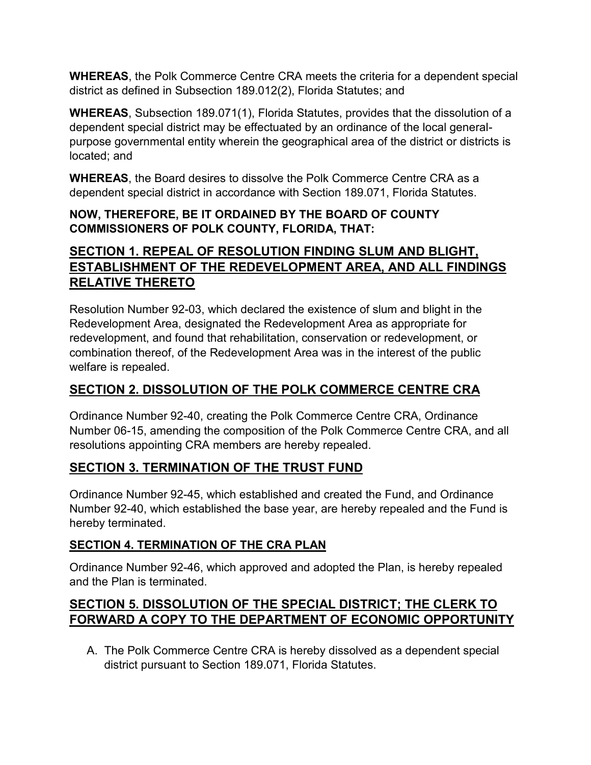**WHEREAS**, the Polk Commerce Centre CRA meets the criteria for a dependent special district as defined in Subsection 189.012(2), Florida Statutes; and

**WHEREAS**, Subsection 189.071(1), Florida Statutes, provides that the dissolution of a dependent special district may be effectuated by an ordinance of the local general-purpose governmental entity wherein the geographical area of the district or districts is located; and

**WHEREAS**, the Board desires to dissolve the Polk Commerce Centre CRA as a dependent special district in accordance with Section 189.071, Florida Statutes.

**NOW, THEREFORE, BE IT ORDAINED BY THE BOARD OF COUNTY COMMISSIONERS OF POLK COUNTY, FLORIDA, THAT:**

## SECTION 1. REPEAL OF RESOLUTION FINDING SLUM AND BLIGHT, ESTABLISHMENT OF THE REDEVELOPMENT AREA, AND ALL FINDINGS RELATIVE THERETO

Resolution Number 92-03, which declared the existence of slum and blight in the Redevelopment Area, designated the Redevelopment Area as appropriate for redevelopment, and found that rehabilitation, conservation or redevelopment, or combination thereof, of the Redevelopment Area was in the interest of the public welfare is repealed.

## SECTION 2. DISSOLUTION OF THE POLK COMMERCE CENTRE CRA

Ordinance Number 92-40, creating the Polk Commerce Centre CRA, Ordinance Number 06-15, amending the composition of the Polk Commerce Centre CRA, and all resolutions appointing CRA members are hereby repealed.

## SECTION 3. TERMINATION OF THE TRUST FUND

Ordinance Number 92-45, which established and created the Fund, and Ordinance Number 92-40, which established the base year, are hereby repealed and the Fund is hereby terminated.

### SECTION 4. TERMINATION OF THE CRA PLAN

Ordinance Number 92-46, which approved and adopted the Plan, is hereby repealed and the Plan is terminated.

## SECTION 5. DISSOLUTION OF THE SPECIAL DISTRICT; THE CLERK TO FORWARD A COPY TO THE DEPARTMENT OF ECONOMIC OPPORTUNITY

A. The Polk Commerce Centre CRA is hereby dissolved as a dependent special district pursuant to Section 189.071, Florida Statutes.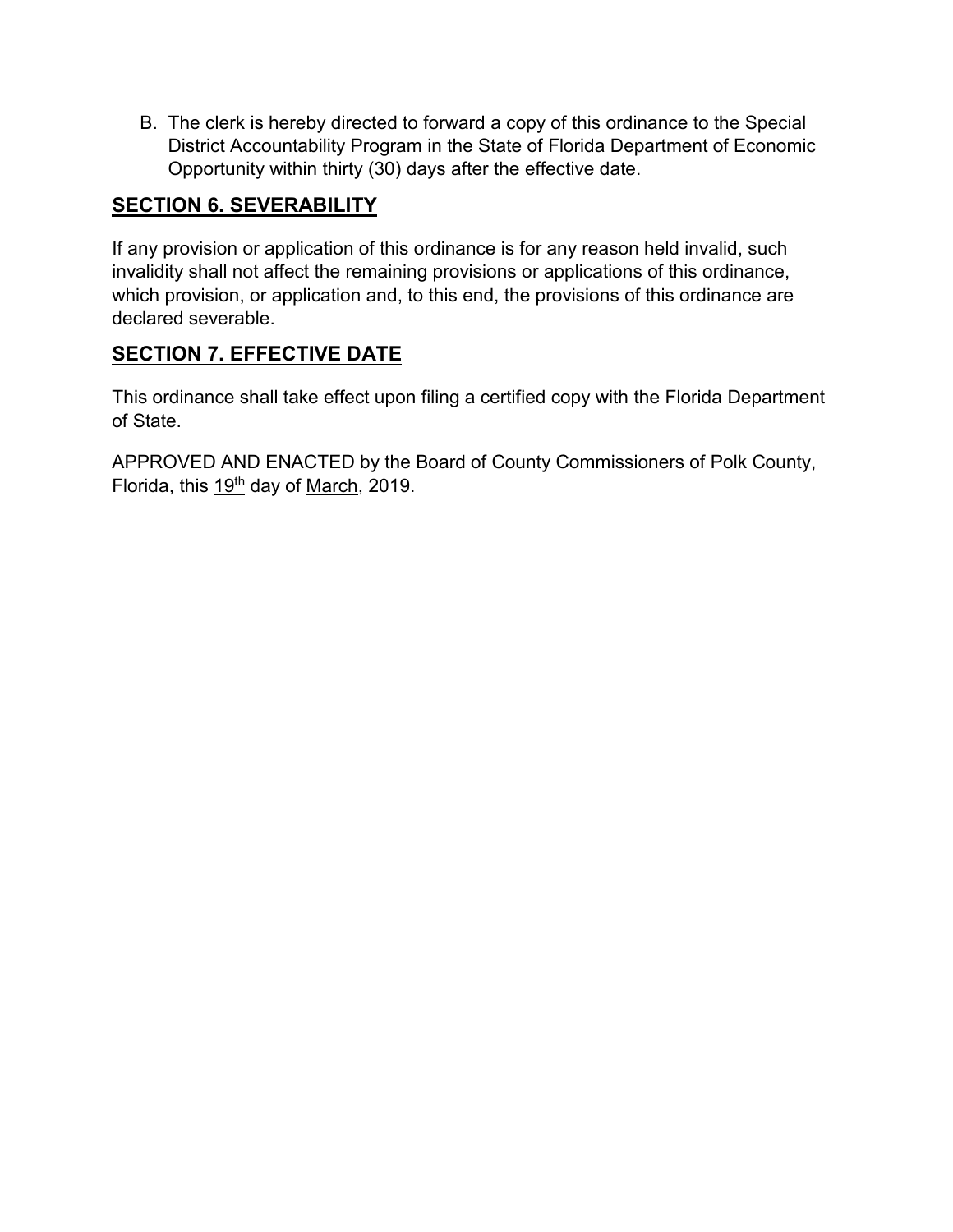B. The clerk is hereby directed to forward a copy of this ordinance to the Special District Accountability Program in the State of Florida Department of Economic Opportunity within thirty (30) days after the effective date.

## SECTION 6. SEVERABILITY

If any provision or application of this ordinance is for any reason held invalid, such invalidity shall not affect the remaining provisions or applications of this ordinance, which provision, or application and, to this end, the provisions of this ordinance are declared severable.

## SECTION 7. EFFECTIVE DATE

This ordinance shall take effect upon filing a certified copy with the Florida Department of State.

APPROVED AND ENACTED by the Board of County Commissioners of Polk County, Florida, this 19th day of March, 2019.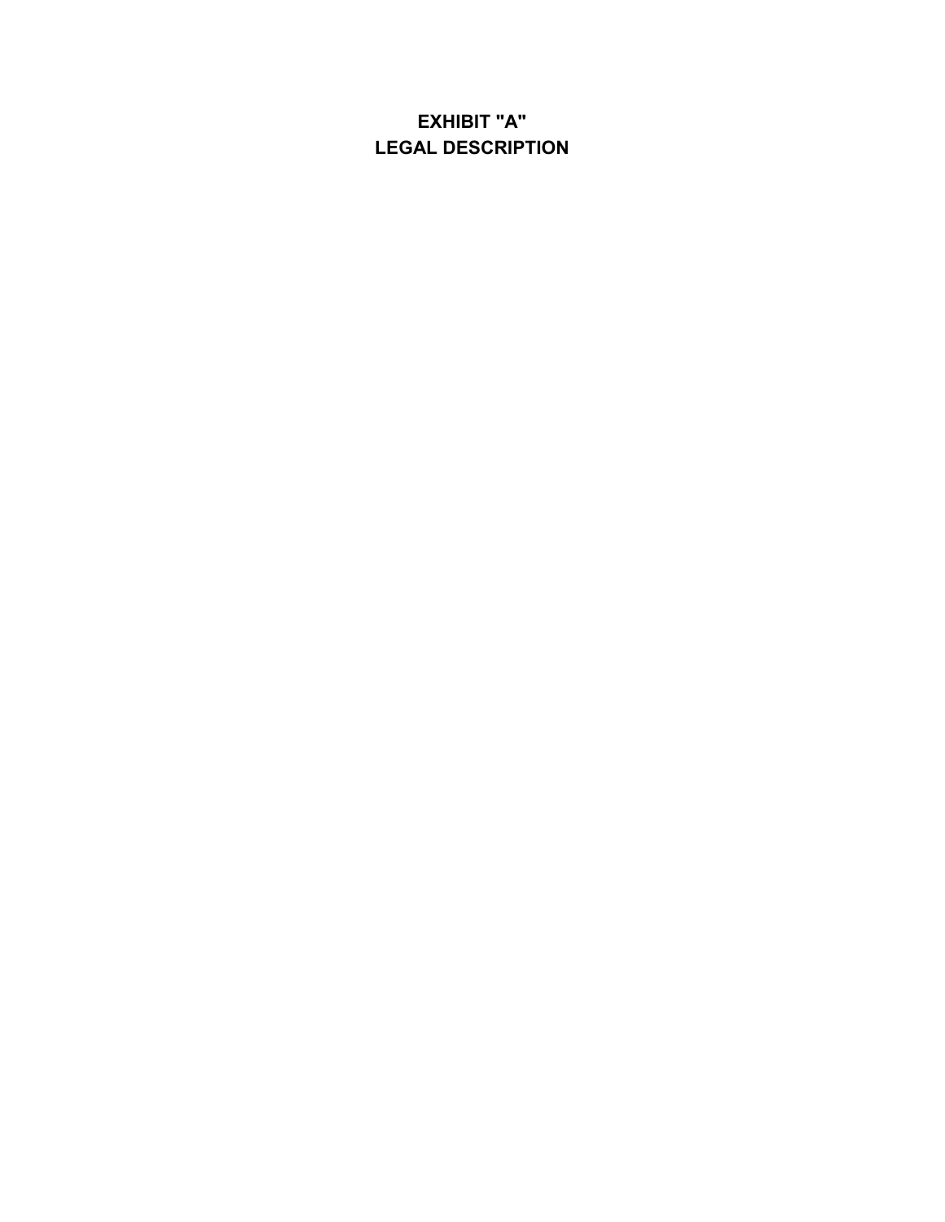# EXHIBIT "A"
# LEGAL DESCRIPTION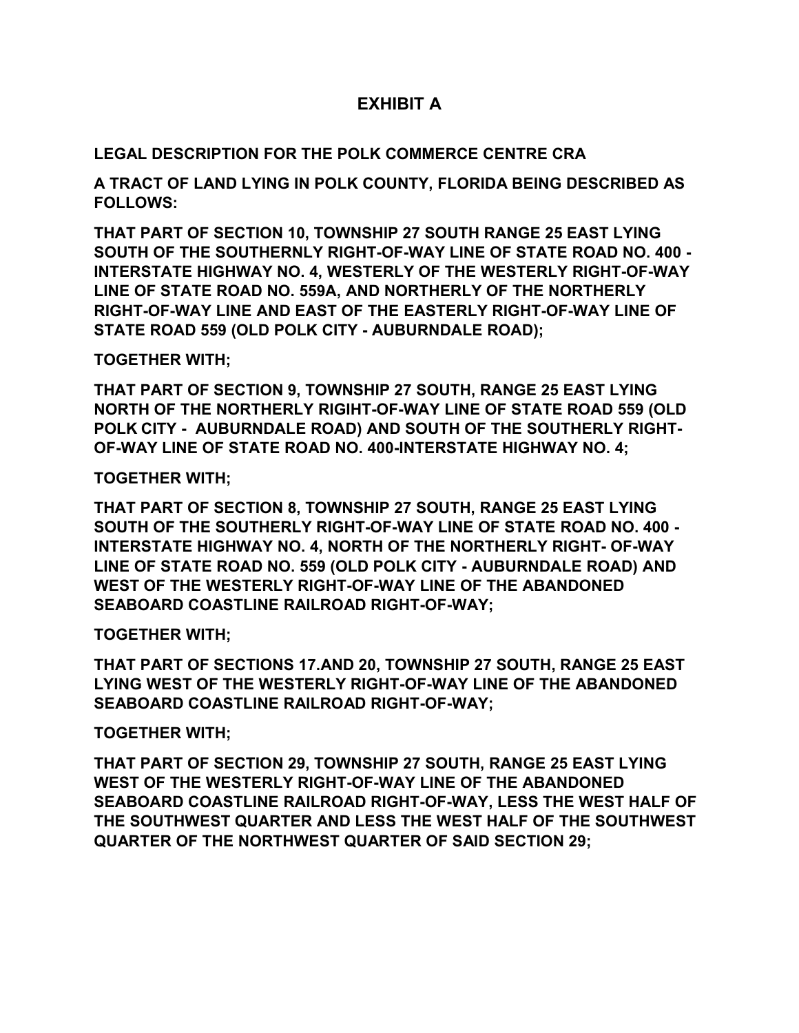# EXHIBIT A

**LEGAL DESCRIPTION FOR THE POLK COMMERCE CENTRE CRA**

**A TRACT OF LAND LYING IN POLK COUNTY, FLORIDA BEING DESCRIBED AS FOLLOWS:**

**THAT PART OF SECTION 10, TOWNSHIP 27 SOUTH RANGE 25 EAST LYING SOUTH OF THE SOUTHERNLY RIGHT-OF-WAY LINE OF STATE ROAD NO. 400 - INTERSTATE HIGHWAY NO. 4, WESTERLY OF THE WESTERLY RIGHT-OF-WAY LINE OF STATE ROAD NO. 559A, AND NORTHERLY OF THE NORTHERLY RIGHT-OF-WAY LINE AND EAST OF THE EASTERLY RIGHT-OF-WAY LINE OF STATE ROAD 559 (OLD POLK CITY - AUBURNDALE ROAD);**

**TOGETHER WITH;**

**THAT PART OF SECTION 9, TOWNSHIP 27 SOUTH, RANGE 25 EAST LYING NORTH OF THE NORTHERLY RIGIHT-OF-WAY LINE OF STATE ROAD 559 (OLD POLK CITY - AUBURNDALE ROAD) AND SOUTH OF THE SOUTHERLY RIGHT-OF-WAY LINE OF STATE ROAD NO. 400-INTERSTATE HIGHWAY NO. 4;**

**TOGETHER WITH;**

**THAT PART OF SECTION 8, TOWNSHIP 27 SOUTH, RANGE 25 EAST LYING SOUTH OF THE SOUTHERLY RIGHT-OF-WAY LINE OF STATE ROAD NO. 400 - INTERSTATE HIGHWAY NO. 4, NORTH OF THE NORTHERLY RIGHT- OF-WAY LINE OF STATE ROAD NO. 559 (OLD POLK CITY - AUBURNDALE ROAD) AND WEST OF THE WESTERLY RIGHT-OF-WAY LINE OF THE ABANDONED SEABOARD COASTLINE RAILROAD RIGHT-OF-WAY;**

**TOGETHER WITH;**

**THAT PART OF SECTIONS 17.AND 20, TOWNSHIP 27 SOUTH, RANGE 25 EAST LYING WEST OF THE WESTERLY RIGHT-OF-WAY LINE OF THE ABANDONED SEABOARD COASTLINE RAILROAD RIGHT-OF-WAY;**

**TOGETHER WITH;**

**THAT PART OF SECTION 29, TOWNSHIP 27 SOUTH, RANGE 25 EAST LYING WEST OF THE WESTERLY RIGHT-OF-WAY LINE OF THE ABANDONED SEABOARD COASTLINE RAILROAD RIGHT-OF-WAY, LESS THE WEST HALF OF THE SOUTHWEST QUARTER AND LESS THE WEST HALF OF THE SOUTHWEST QUARTER OF THE NORTHWEST QUARTER OF SAID SECTION 29;**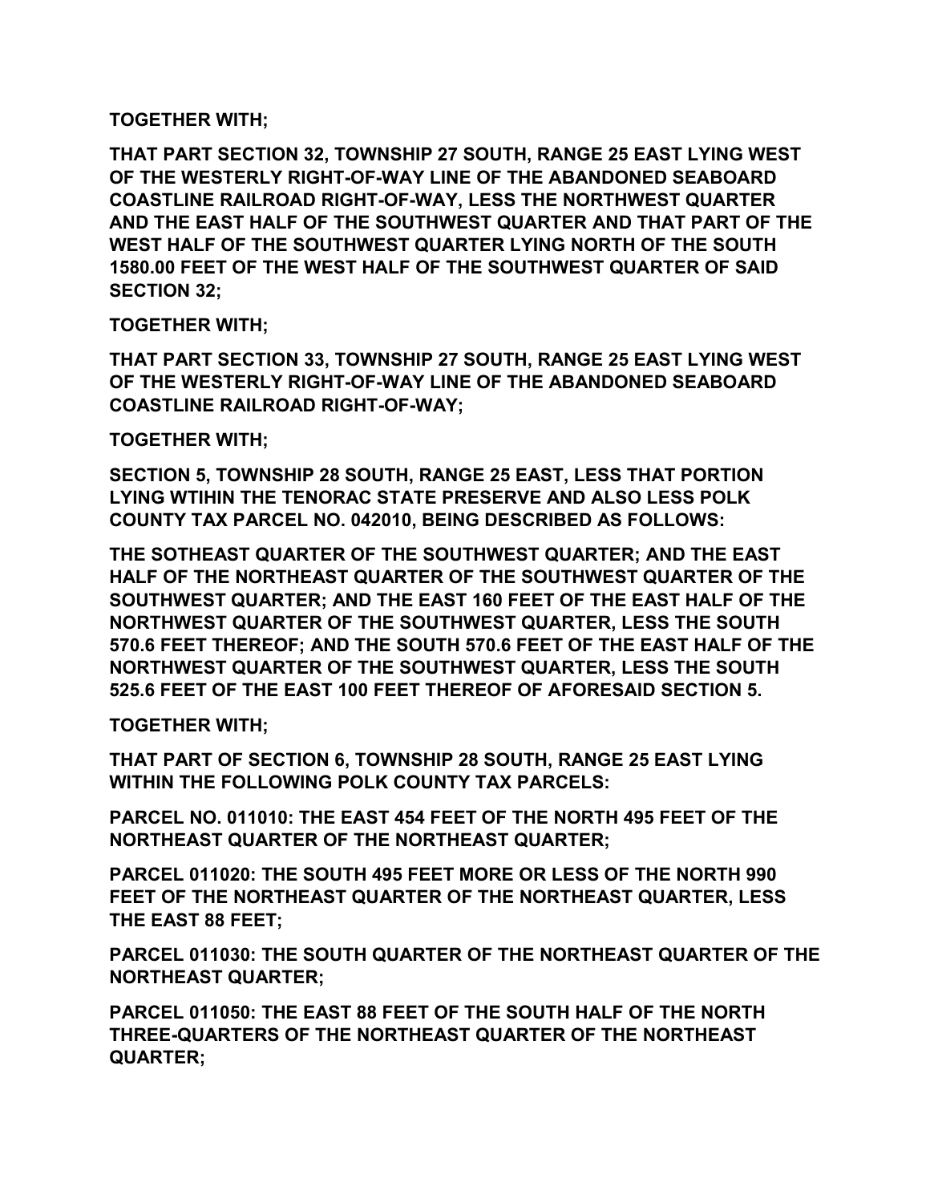**TOGETHER WITH;**

**THAT PART SECTION 32, TOWNSHIP 27 SOUTH, RANGE 25 EAST LYING WEST OF THE WESTERLY RIGHT-OF-WAY LINE OF THE ABANDONED SEABOARD COASTLINE RAILROAD RIGHT-OF-WAY, LESS THE NORTHWEST QUARTER AND THE EAST HALF OF THE SOUTHWEST QUARTER AND THAT PART OF THE WEST HALF OF THE SOUTHWEST QUARTER LYING NORTH OF THE SOUTH 1580.00 FEET OF THE WEST HALF OF THE SOUTHWEST QUARTER OF SAID SECTION 32;**

**TOGETHER WITH;**

**THAT PART SECTION 33, TOWNSHIP 27 SOUTH, RANGE 25 EAST LYING WEST OF THE WESTERLY RIGHT-OF-WAY LINE OF THE ABANDONED SEABOARD COASTLINE RAILROAD RIGHT-OF-WAY;**

**TOGETHER WITH;**

**SECTION 5, TOWNSHIP 28 SOUTH, RANGE 25 EAST, LESS THAT PORTION LYING WTIHIN THE TENORAC STATE PRESERVE AND ALSO LESS POLK COUNTY TAX PARCEL NO. 042010, BEING DESCRIBED AS FOLLOWS:**

**THE SOTHEAST QUARTER OF THE SOUTHWEST QUARTER; AND THE EAST HALF OF THE NORTHEAST QUARTER OF THE SOUTHWEST QUARTER OF THE SOUTHWEST QUARTER; AND THE EAST 160 FEET OF THE EAST HALF OF THE NORTHWEST QUARTER OF THE SOUTHWEST QUARTER, LESS THE SOUTH 570.6 FEET THEREOF; AND THE SOUTH 570.6 FEET OF THE EAST HALF OF THE NORTHWEST QUARTER OF THE SOUTHWEST QUARTER, LESS THE SOUTH 525.6 FEET OF THE EAST 100 FEET THEREOF OF AFORESAID SECTION 5.**

**TOGETHER WITH;**

**THAT PART OF SECTION 6, TOWNSHIP 28 SOUTH, RANGE 25 EAST LYING WITHIN THE FOLLOWING POLK COUNTY TAX PARCELS:**

**PARCEL NO. 011010: THE EAST 454 FEET OF THE NORTH 495 FEET OF THE NORTHEAST QUARTER OF THE NORTHEAST QUARTER;**

**PARCEL 011020: THE SOUTH 495 FEET MORE OR LESS OF THE NORTH 990 FEET OF THE NORTHEAST QUARTER OF THE NORTHEAST QUARTER, LESS THE EAST 88 FEET;**

**PARCEL 011030: THE SOUTH QUARTER OF THE NORTHEAST QUARTER OF THE NORTHEAST QUARTER;**

**PARCEL 011050: THE EAST 88 FEET OF THE SOUTH HALF OF THE NORTH THREE-QUARTERS OF THE NORTHEAST QUARTER OF THE NORTHEAST QUARTER;**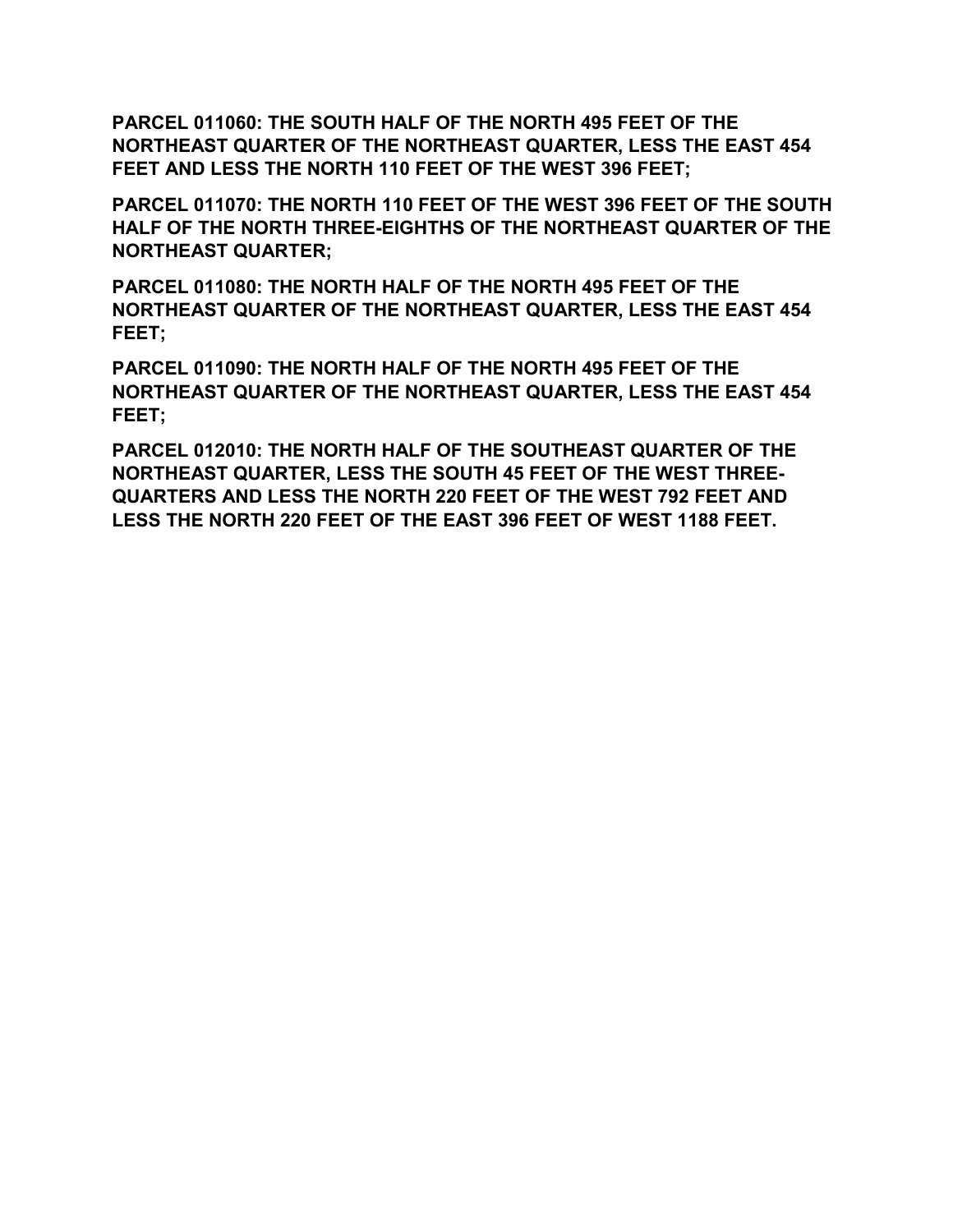**PARCEL 011060: THE SOUTH HALF OF THE NORTH 495 FEET OF THE NORTHEAST QUARTER OF THE NORTHEAST QUARTER, LESS THE EAST 454 FEET AND LESS THE NORTH 110 FEET OF THE WEST 396 FEET;**

**PARCEL 011070: THE NORTH 110 FEET OF THE WEST 396 FEET OF THE SOUTH HALF OF THE NORTH THREE-EIGHTHS OF THE NORTHEAST QUARTER OF THE NORTHEAST QUARTER;**

**PARCEL 011080: THE NORTH HALF OF THE NORTH 495 FEET OF THE NORTHEAST QUARTER OF THE NORTHEAST QUARTER, LESS THE EAST 454 FEET;**

**PARCEL 011090: THE NORTH HALF OF THE NORTH 495 FEET OF THE NORTHEAST QUARTER OF THE NORTHEAST QUARTER, LESS THE EAST 454 FEET;**

**PARCEL 012010: THE NORTH HALF OF THE SOUTHEAST QUARTER OF THE NORTHEAST QUARTER, LESS THE SOUTH 45 FEET OF THE WEST THREE-QUARTERS AND LESS THE NORTH 220 FEET OF THE WEST 792 FEET AND LESS THE NORTH 220 FEET OF THE EAST 396 FEET OF WEST 1188 FEET.**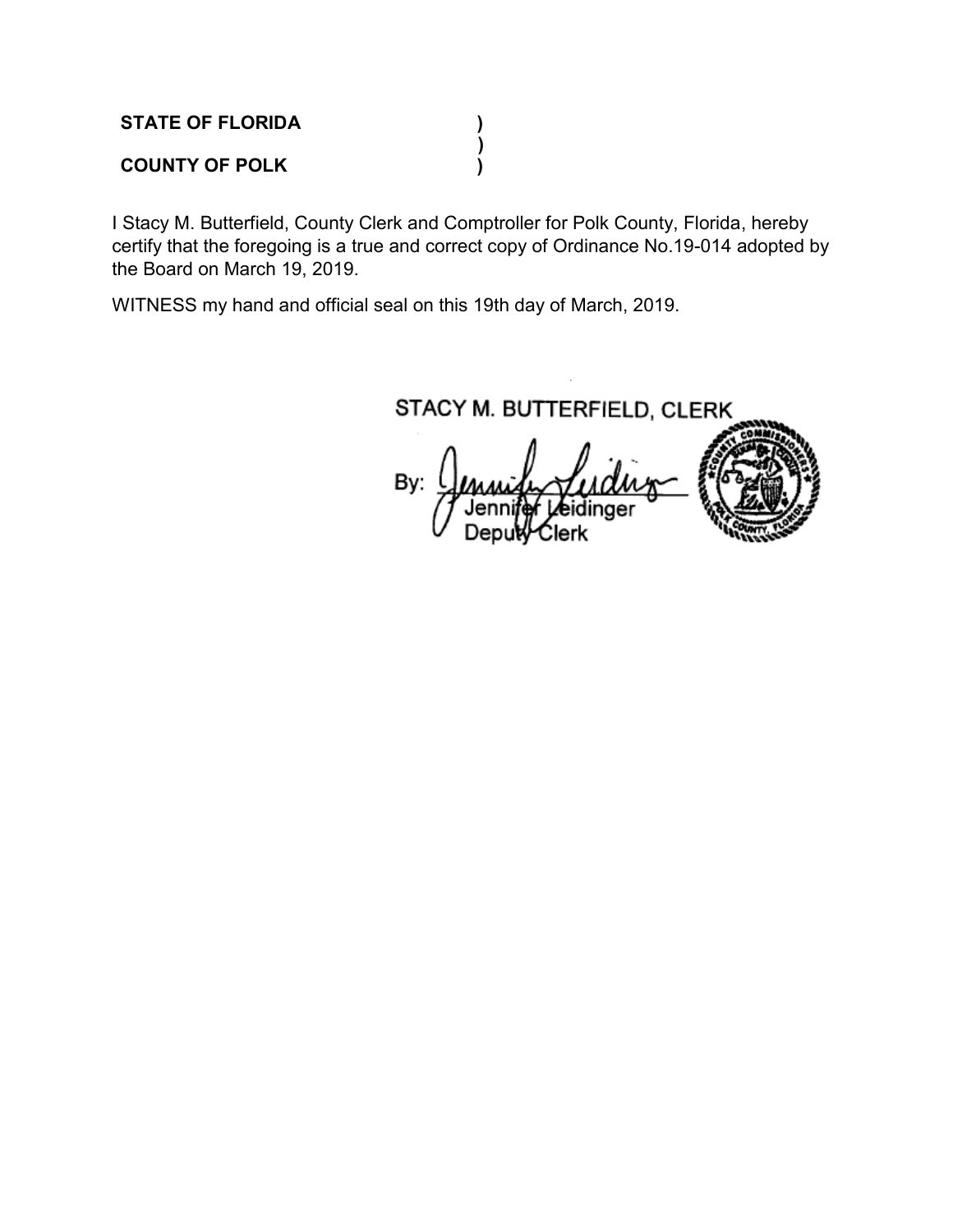**STATE OF FLORIDA** )
)
**COUNTY OF POLK** )

I Stacy M. Butterfield, County Clerk and Comptroller for Polk County, Florida, hereby certify that the foregoing is a true and correct copy of Ordinance No.19-014 adopted by the Board on March 19, 2019.

WITNESS my hand and official seal on this 19th day of March, 2019.

STACY M. BUTTERFIELD, CLERK

By: Jennifer Leidinger
Jennifer Leidinger
Deputy Clerk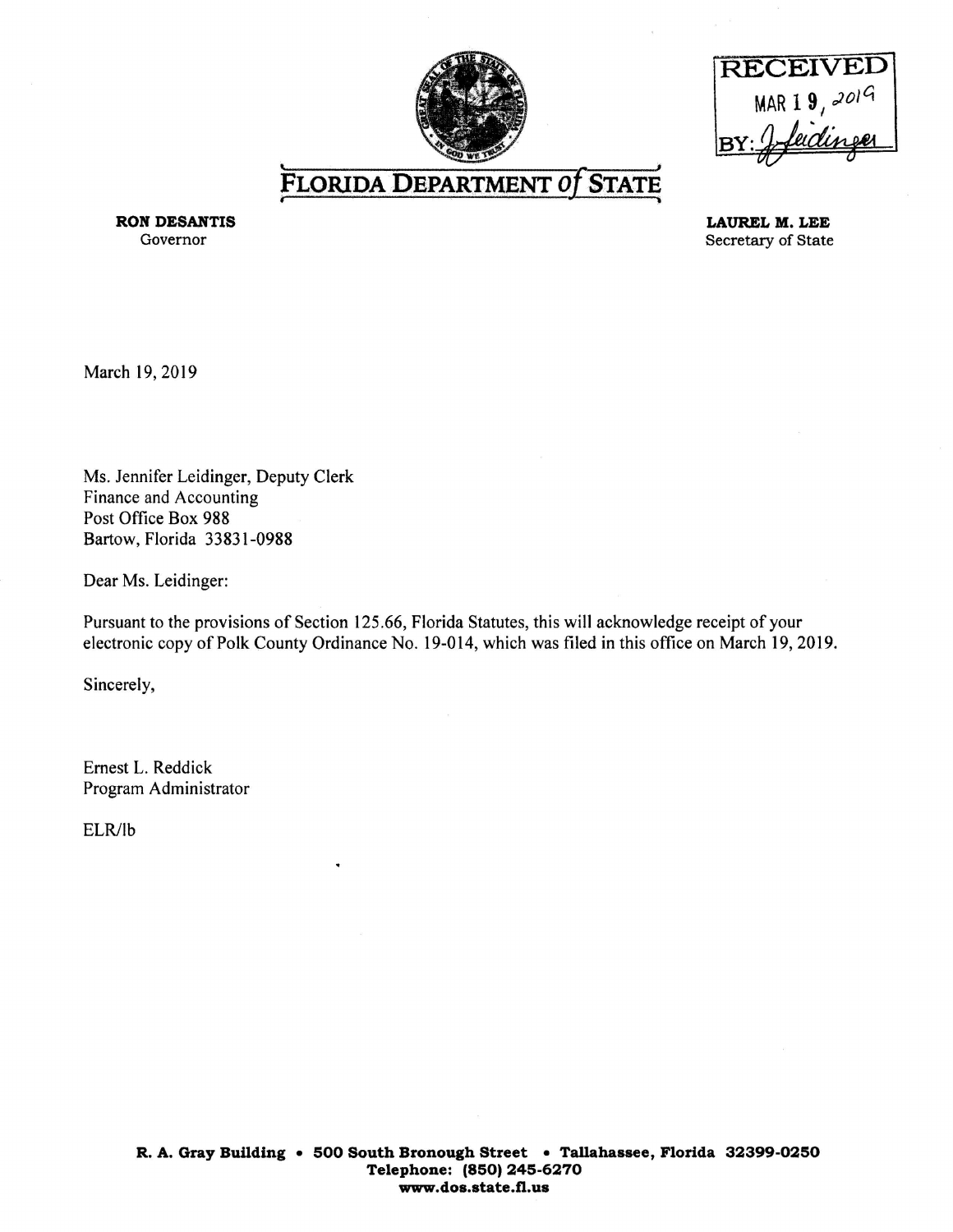RECEIVED
MAR 19, 2019
BY: J. Leidinger

# FLORIDA DEPARTMENT *of* STATE

**RON DESANTIS**
Governor

**LAUREL M. LEE**
Secretary of State

March 19, 2019

Ms. Jennifer Leidinger, Deputy Clerk
Finance and Accounting
Post Office Box 988
Bartow, Florida 33831-0988

Dear Ms. Leidinger:

Pursuant to the provisions of Section 125.66, Florida Statutes, this will acknowledge receipt of your electronic copy of Polk County Ordinance No. 19-014, which was filed in this office on March 19, 2019.

Sincerely,

Ernest L. Reddick
Program Administrator

ELR/lb

**R. A. Gray Building • 500 South Bronough Street • Tallahassee, Florida 32399-0250**
**Telephone: (850) 245-6270**
**www.dos.state.fl.us**